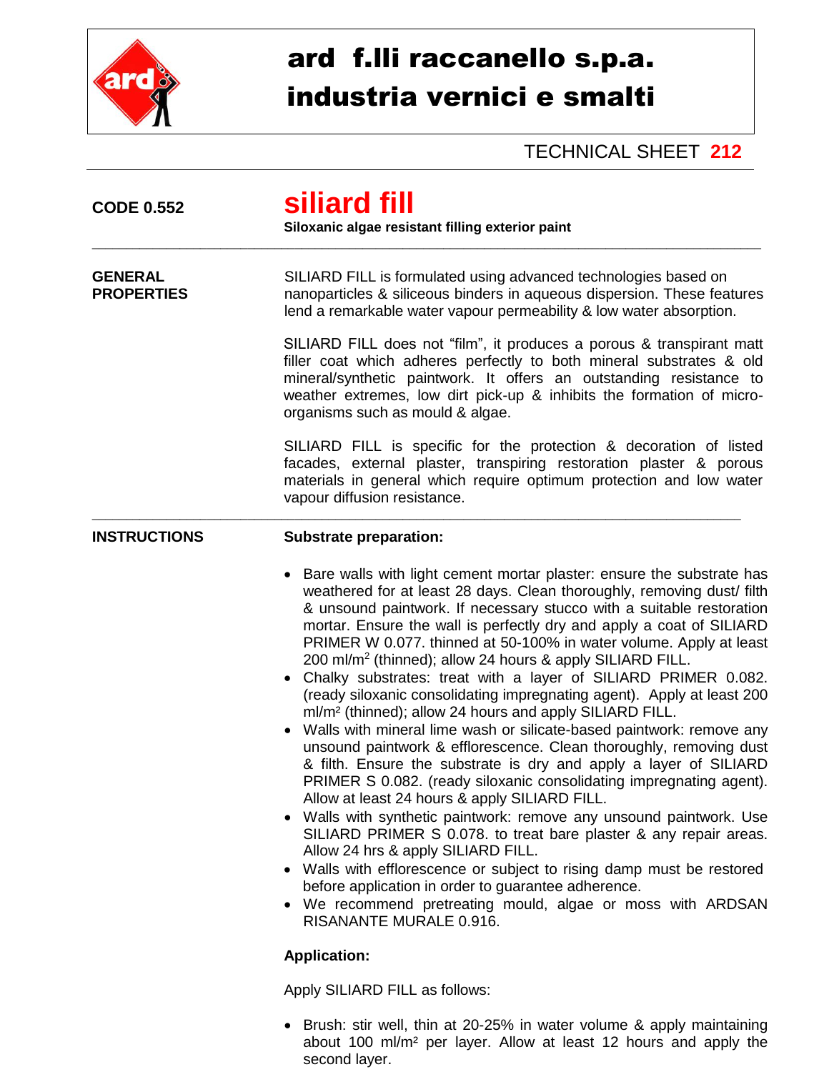# ard f.lli raccanello s.p.a.
# industria vernici e smalti

TECHNICAL SHEET **212**

**CODE 0.552**

## siliard fill

**Siloxanic algae resistant filling exterior paint**

---

**GENERAL PROPERTIES**

SILIARD FILL is formulated using advanced technologies based on nanoparticles & siliceous binders in aqueous dispersion. These features lend a remarkable water vapour permeability & low water absorption.

SILIARD FILL does not “film”, it produces a porous & transpirant matt filler coat which adheres perfectly to both mineral substrates & old mineral/synthetic paintwork. It offers an outstanding resistance to weather extremes, low dirt pick-up & inhibits the formation of micro-organisms such as mould & algae.

SILIARD FILL is specific for the protection & decoration of listed facades, external plaster, transpiring restoration plaster & porous materials in general which require optimum protection and low water vapour diffusion resistance.

---

**INSTRUCTIONS**

**Substrate preparation:**

- Bare walls with light cement mortar plaster: ensure the substrate has weathered for at least 28 days. Clean thoroughly, removing dust/ filth & unsound paintwork. If necessary stucco with a suitable restoration mortar. Ensure the wall is perfectly dry and apply a coat of SILIARD PRIMER W 0.077. thinned at 50-100% in water volume. Apply at least 200 ml/m$^2$ (thinned); allow 24 hours & apply SILIARD FILL.
- Chalky substrates: treat with a layer of SILIARD PRIMER 0.082. (ready siloxanic consolidating impregnating agent). Apply at least 200 ml/m$^2$ (thinned); allow 24 hours and apply SILIARD FILL.
- Walls with mineral lime wash or silicate-based paintwork: remove any unsound paintwork & efflorescence. Clean thoroughly, removing dust & filth. Ensure the substrate is dry and apply a layer of SILIARD PRIMER S 0.082. (ready siloxanic consolidating impregnating agent). Allow at least 24 hours & apply SILIARD FILL.
- Walls with synthetic paintwork: remove any unsound paintwork. Use SILIARD PRIMER S 0.078. to treat bare plaster & any repair areas. Allow 24 hrs & apply SILIARD FILL.
- Walls with efflorescence or subject to rising damp must be restored before application in order to guarantee adherence.
- We recommend pretreating mould, algae or moss with ARDSAN RISANANTE MURALE 0.916.

**Application:**

Apply SILIARD FILL as follows:

- Brush: stir well, thin at 20-25% in water volume & apply maintaining about 100 ml/m$^2$ per layer. Allow at least 12 hours and apply the second layer.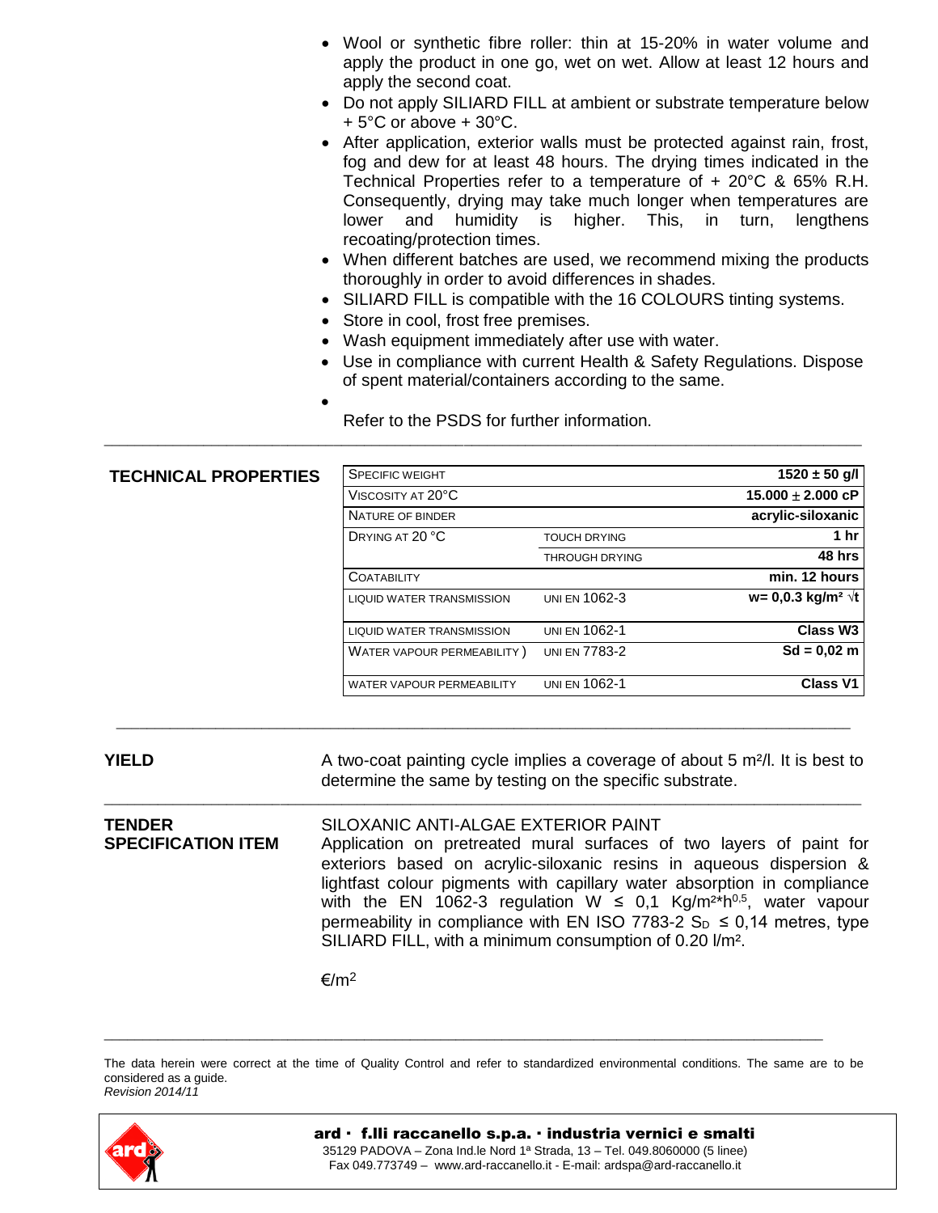- Wool or synthetic fibre roller: thin at 15-20% in water volume and apply the product in one go, wet on wet. Allow at least 12 hours and apply the second coat.
- Do not apply SILIARD FILL at ambient or substrate temperature below + 5°C or above + 30°C.
- After application, exterior walls must be protected against rain, frost, fog and dew for at least 48 hours. The drying times indicated in the Technical Properties refer to a temperature of + 20°C & 65% R.H. Consequently, drying may take much longer when temperatures are lower and humidity is higher. This, in turn, lengthens recoating/protection times.
- When different batches are used, we recommend mixing the products thoroughly in order to avoid differences in shades.
- SILIARD FILL is compatible with the 16 COLOURS tinting systems.
- Store in cool, frost free premises.
- Wash equipment immediately after use with water.
- Use in compliance with current Health & Safety Regulations. Dispose of spent material/containers according to the same.
- Refer to the PSDS for further information.

## TECHNICAL PROPERTIES

| | | |
|---|---|---|
| SPECIFIC WEIGHT | | **1520 ± 50 g/l** |
| VISCOSITY AT 20°C | | **15.000 ± 2.000 cP** |
| NATURE OF BINDER | | **acrylic-siloxanic** |
| DRYING AT 20 °C | TOUCH DRYING | **1 hr** |
| | THROUGH DRYING | **48 hrs** |
| COATABILITY | | **min. 12 hours** |
| LIQUID WATER TRANSMISSION | UNI EN 1062-3 | **w= 0,0.3 kg/m² √t** |
| LIQUID WATER TRANSMISSION | UNI EN 1062-1 | **Class W3** |
| WATER VAPOUR PERMEABILITY ) | UNI EN 7783-2 | **Sd = 0,02 m** |
| WATER VAPOUR PERMEABILITY | UNI EN 1062-1 | **Class V1** |

## YIELD

A two-coat painting cycle implies a coverage of about 5 m²/l. It is best to determine the same by testing on the specific substrate.

## TENDER SPECIFICATION ITEM

SILOXANIC ANTI-ALGAE EXTERIOR PAINT

Application on pretreated mural surfaces of two layers of paint for exteriors based on acrylic-siloxanic resins in aqueous dispersion & lightfast colour pigments with capillary water absorption in compliance with the EN 1062-3 regulation W ≤ 0,1 Kg/m²*h$^{0,5}$, water vapour permeability in compliance with EN ISO 7783-2 $S_D$ ≤ 0,14 metres, type SILIARD FILL, with a minimum consumption of 0.20 l/m².

€/m²

The data herein were correct at the time of Quality Control and refer to standardized environmental conditions. The same are to be considered as a guide.

*Revision 2014/11*

**ard · f.lli raccanello s.p.a. · industria vernici e smalti**
35129 PADOVA – Zona Ind.le Nord 1ª Strada, 13 – Tel. 049.8060000 (5 linee)
Fax 049.773749 – www.ard-raccanello.it - E-mail: ardspa@ard-raccanello.it